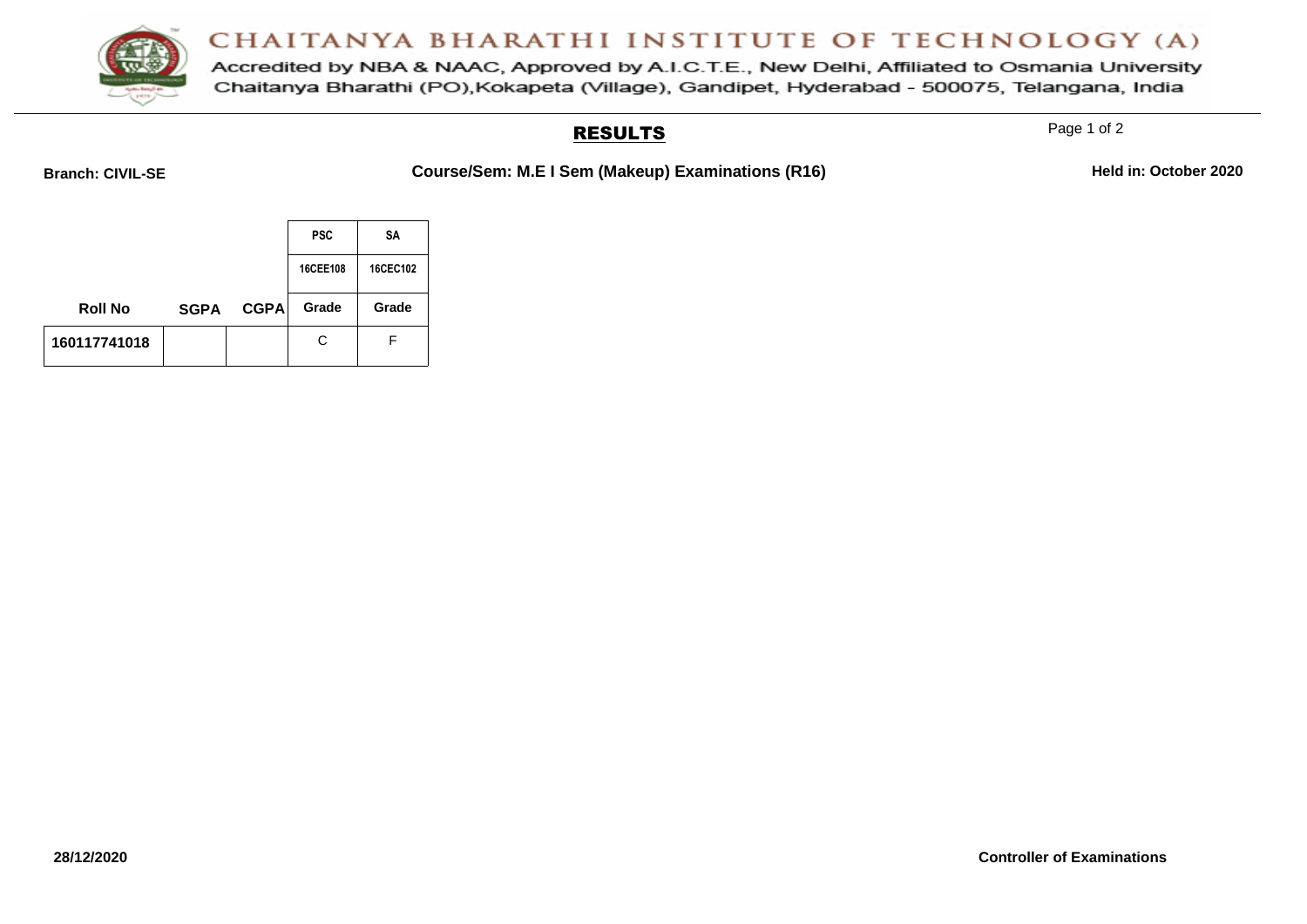# CHAITANYA BHARATHI INSTITUTE OF TECHNOLOGY (A)

Accredited by NBA & NAAC, Approved by A.I.C.T.E., New Delhi, Affiliated to Osmania University

Chaitanya Bharathi (PO),Kokapeta (Village), Gandipet, Hyderabad - 500075, Telangana, India

## RESULTS

**Branch: CIVIL-SE** **Course/Sem: M.E I Sem (Makeup) Examinations (R16)** **Held in: October 2020**

| | | | PSC | SA |
|---|---|---|---|---|
| | | | 16CEE108 | 16CEC102 |
| **Roll No** | **SGPA** | **CGPA** | **Grade** | **Grade** |
| 160117741018 | | | C | F |

**28/12/2020** **Controller of Examinations**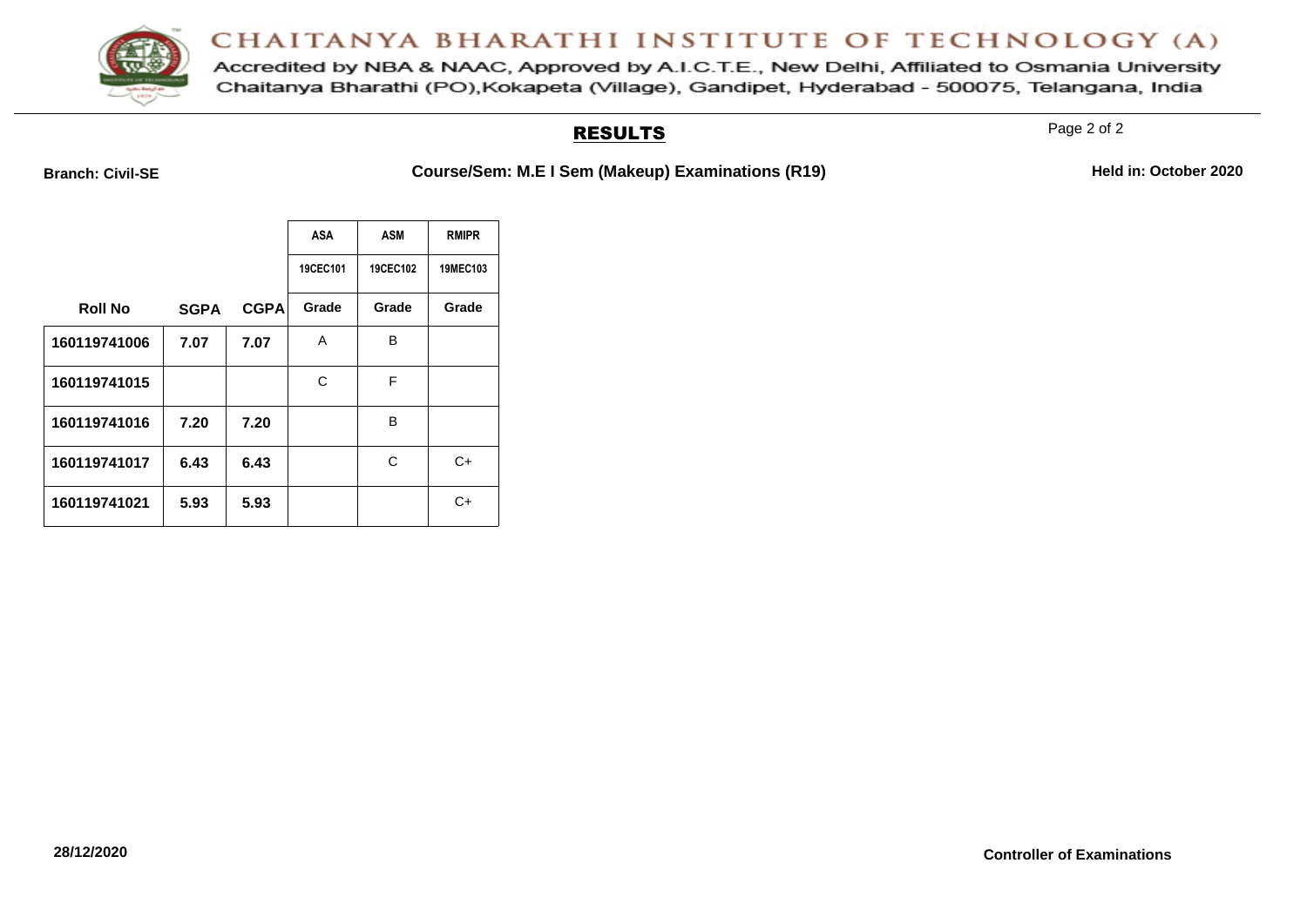# CHAITANYA BHARATHI INSTITUTE OF TECHNOLOGY (A)

Accredited by NBA & NAAC, Approved by A.I.C.T.E., New Delhi, Affiliated to Osmania University
Chaitanya Bharathi (PO),Kokapeta (Village), Gandipet, Hyderabad - 500075, Telangana, India

## RESULTS

**Branch: Civil-SE** **Course/Sem: M.E I Sem (Makeup) Examinations (R19)** **Held in: October 2020**

| | | | ASA | ASM | RMIPR |
|---|---|---|---|---|---|
| | | | 19CEC101 | 19CEC102 | 19MEC103 |
| **Roll No** | **SGPA** | **CGPA** | **Grade** | **Grade** | **Grade** |
| **160119741006** | **7.07** | **7.07** | A | B | |
| **160119741015** | | | C | F | |
| **160119741016** | **7.20** | **7.20** | | B | |
| **160119741017** | **6.43** | **6.43** | | C | C+ |
| **160119741021** | **5.93** | **5.93** | | | C+ |

**28/12/2020**

**Controller of Examinations**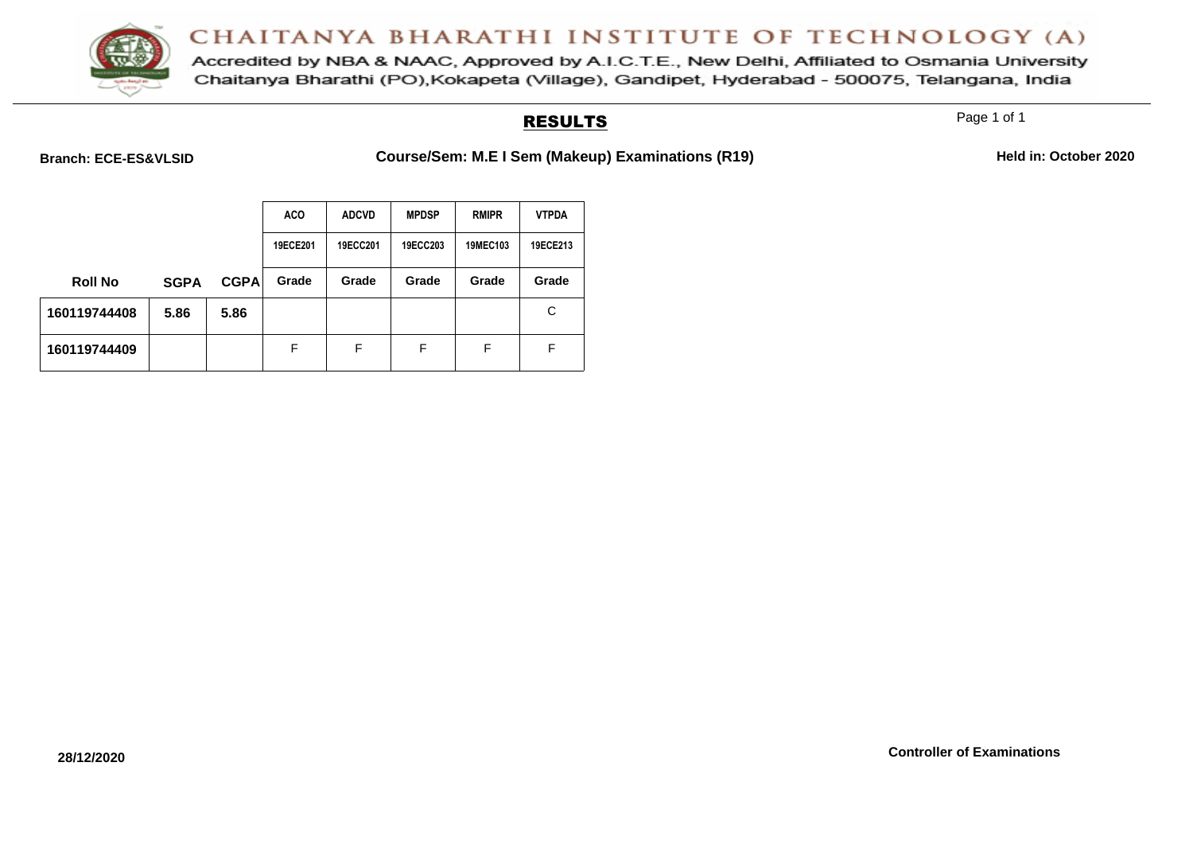# CHAITANYA BHARATHI INSTITUTE OF TECHNOLOGY (A)

Accredited by NBA & NAAC, Approved by A.I.C.T.E., New Delhi, Affiliated to Osmania University
Chaitanya Bharathi (PO),Kokapeta (Village), Gandipet, Hyderabad - 500075, Telangana, India

## RESULTS

**Branch: ECE-ES&VLSID** **Course/Sem: M.E I Sem (Makeup) Examinations (R19)** **Held in: October 2020**

| | | | ACO | ADCVD | MPDSP | RMIPR | VTPDA |
|---|---|---|---|---|---|---|---|
| | | | 19ECE201 | 19ECC201 | 19ECC203 | 19MEC103 | 19ECE213 |
| **Roll No** | **SGPA** | **CGPA** | **Grade** | **Grade** | **Grade** | **Grade** | **Grade** |
| **160119744408** | **5.86** | **5.86** | | | | | C |
| **160119744409** | | | F | F | F | F | F |

**28/12/2020**

**Controller of Examinations**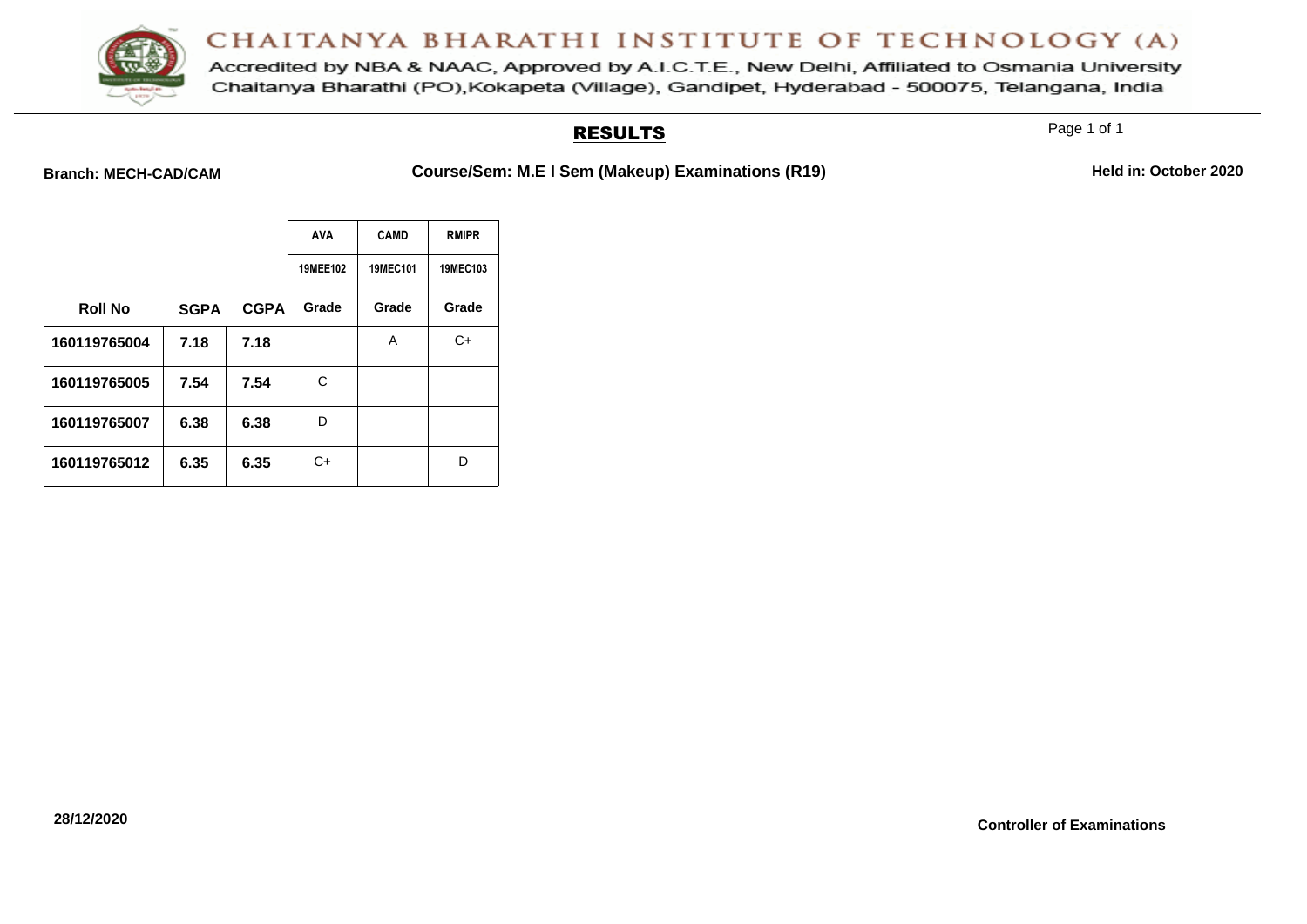# CHAITANYA BHARATHI INSTITUTE OF TECHNOLOGY (A)

Accredited by NBA & NAAC, Approved by A.I.C.T.E., New Delhi, Affiliated to Osmania University
Chaitanya Bharathi (PO),Kokapeta (Village), Gandipet, Hyderabad - 500075, Telangana, India

## RESULTS

**Branch: MECH-CAD/CAM** **Course/Sem: M.E I Sem (Makeup) Examinations (R19)** **Held in: October 2020**

| | | | AVA | CAMD | RMIPR |
|---|---|---|---|---|---|
| | | | 19MEE102 | 19MEC101 | 19MEC103 |
| **Roll No** | **SGPA** | **CGPA** | **Grade** | **Grade** | **Grade** |
| 160119765004 | 7.18 | 7.18 | | A | C+ |
| 160119765005 | 7.54 | 7.54 | C | | |
| 160119765007 | 6.38 | 6.38 | D | | |
| 160119765012 | 6.35 | 6.35 | C+ | | D |

**28/12/2020**

**Controller of Examinations**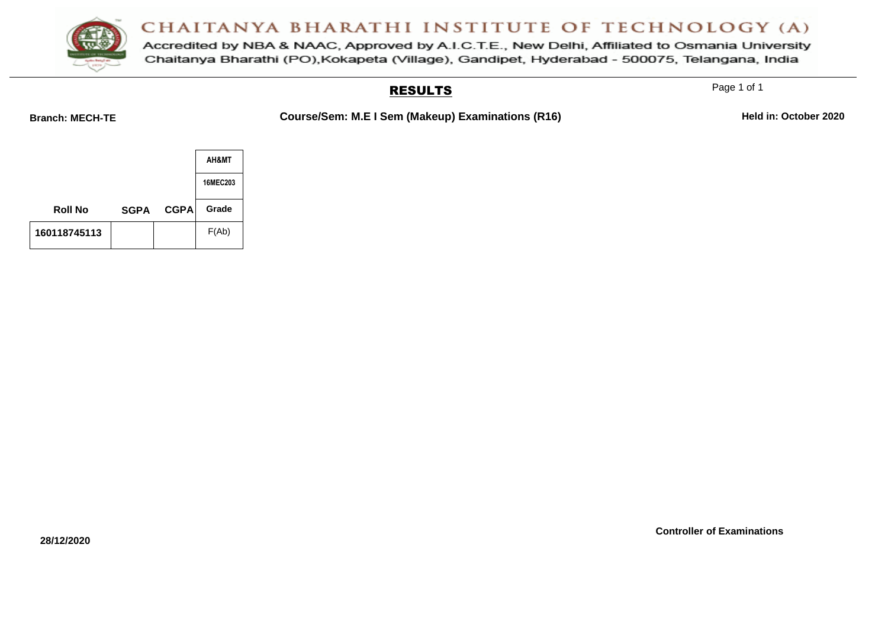# CHAITANYA BHARATHI INSTITUTE OF TECHNOLOGY (A)

Accredited by NBA & NAAC, Approved by A.I.C.T.E., New Delhi, Affiliated to Osmania University
Chaitanya Bharathi (PO),Kokapeta (Village), Gandipet, Hyderabad - 500075, Telangana, India

## RESULTS

**Branch: MECH-TE** **Course/Sem: M.E I Sem (Makeup) Examinations (R16)** **Held in: October 2020**

| | | | AH&MT |
|---|---|---|---|
| | | | 16MEC203 |
| **Roll No** | **SGPA** | **CGPA** | **Grade** |
| **160118745113** | | | F(Ab) |

**Controller of Examinations**

**28/12/2020**